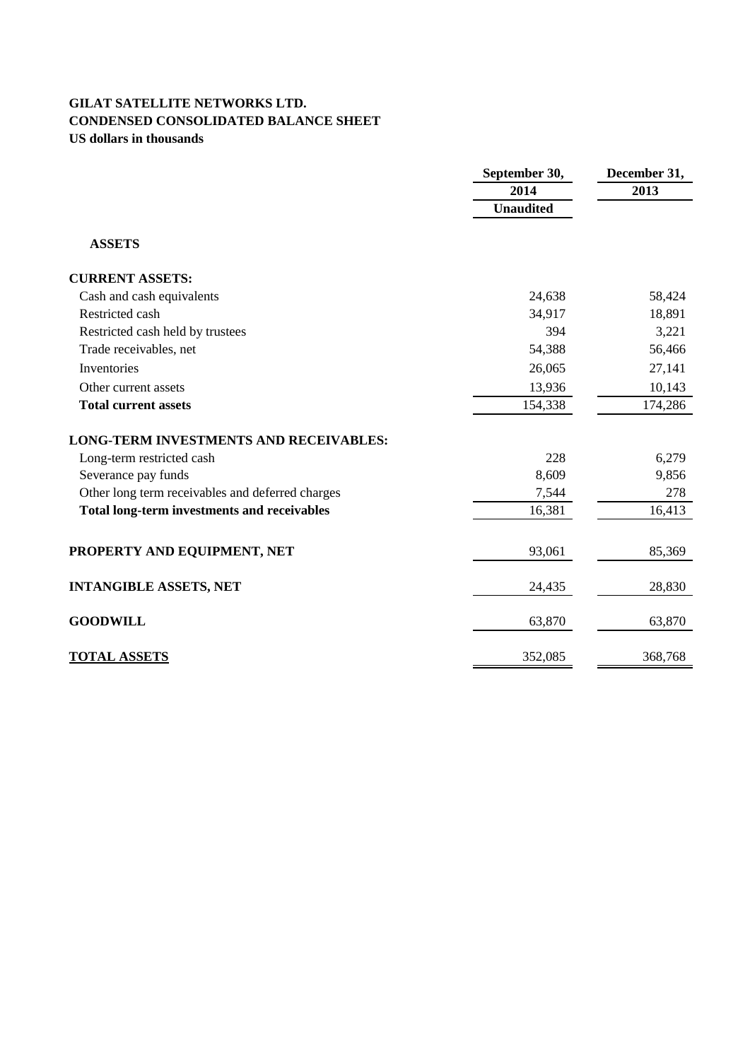**GILAT SATELLITE NETWORKS LTD.**
**CONDENSED CONSOLIDATED BALANCE SHEET**
**US dollars in thousands**

| | September 30, 2014 | December 31, 2013 |
|---|---|---|
| | Unaudited | |
| **ASSETS** | | |
| **CURRENT ASSETS:** | | |
| Cash and cash equivalents | 24,638 | 58,424 |
| Restricted cash | 34,917 | 18,891 |
| Restricted cash held by trustees | 394 | 3,221 |
| Trade receivables, net | 54,388 | 56,466 |
| Inventories | 26,065 | 27,141 |
| Other current assets | 13,936 | 10,143 |
| **Total current assets** | 154,338 | 174,286 |
| **LONG-TERM INVESTMENTS AND RECEIVABLES:** | | |
| Long-term restricted cash | 228 | 6,279 |
| Severance pay funds | 8,609 | 9,856 |
| Other long term receivables and deferred charges | 7,544 | 278 |
| **Total long-term investments and receivables** | 16,381 | 16,413 |
| **PROPERTY AND EQUIPMENT, NET** | 93,061 | 85,369 |
| **INTANGIBLE ASSETS, NET** | 24,435 | 28,830 |
| **GOODWILL** | 63,870 | 63,870 |
| **TOTAL ASSETS** | 352,085 | 368,768 |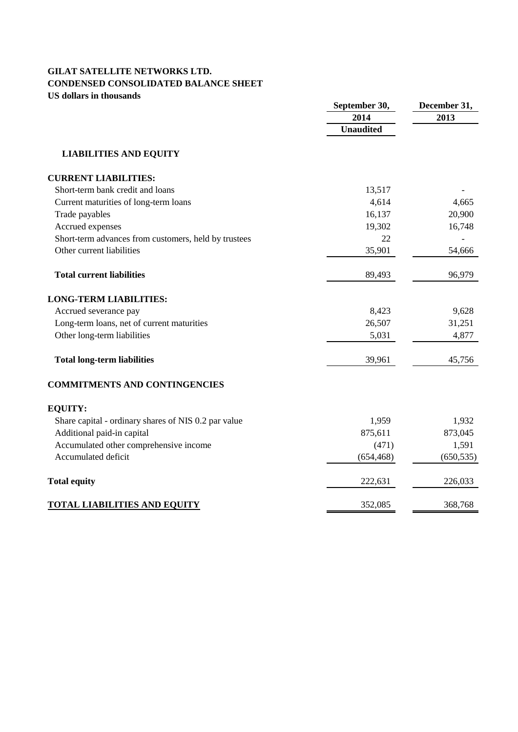**GILAT SATELLITE NETWORKS LTD.**
**CONDENSED CONSOLIDATED BALANCE SHEET**
**US dollars in thousands**

| | September 30, 2014 | December 31, 2013 |
|---|---|---|
| | Unaudited | |
| **LIABILITIES AND EQUITY** | | |
| **CURRENT LIABILITIES:** | | |
| Short-term bank credit and loans | 13,517 | - |
| Current maturities of long-term loans | 4,614 | 4,665 |
| Trade payables | 16,137 | 20,900 |
| Accrued expenses | 19,302 | 16,748 |
| Short-term advances from customers, held by trustees | 22 | - |
| Other current liabilities | 35,901 | 54,666 |
| **Total current liabilities** | 89,493 | 96,979 |
| **LONG-TERM LIABILITIES:** | | |
| Accrued severance pay | 8,423 | 9,628 |
| Long-term loans, net of current maturities | 26,507 | 31,251 |
| Other long-term liabilities | 5,031 | 4,877 |
| **Total long-term liabilities** | 39,961 | 45,756 |
| **COMMITMENTS AND CONTINGENCIES** | | |
| **EQUITY:** | | |
| Share capital - ordinary shares of NIS 0.2 par value | 1,959 | 1,932 |
| Additional paid-in capital | 875,611 | 873,045 |
| Accumulated other comprehensive income | (471) | 1,591 |
| Accumulated deficit | (654,468) | (650,535) |
| **Total equity** | 222,631 | 226,033 |
| **TOTAL LIABILITIES AND EQUITY** | 352,085 | 368,768 |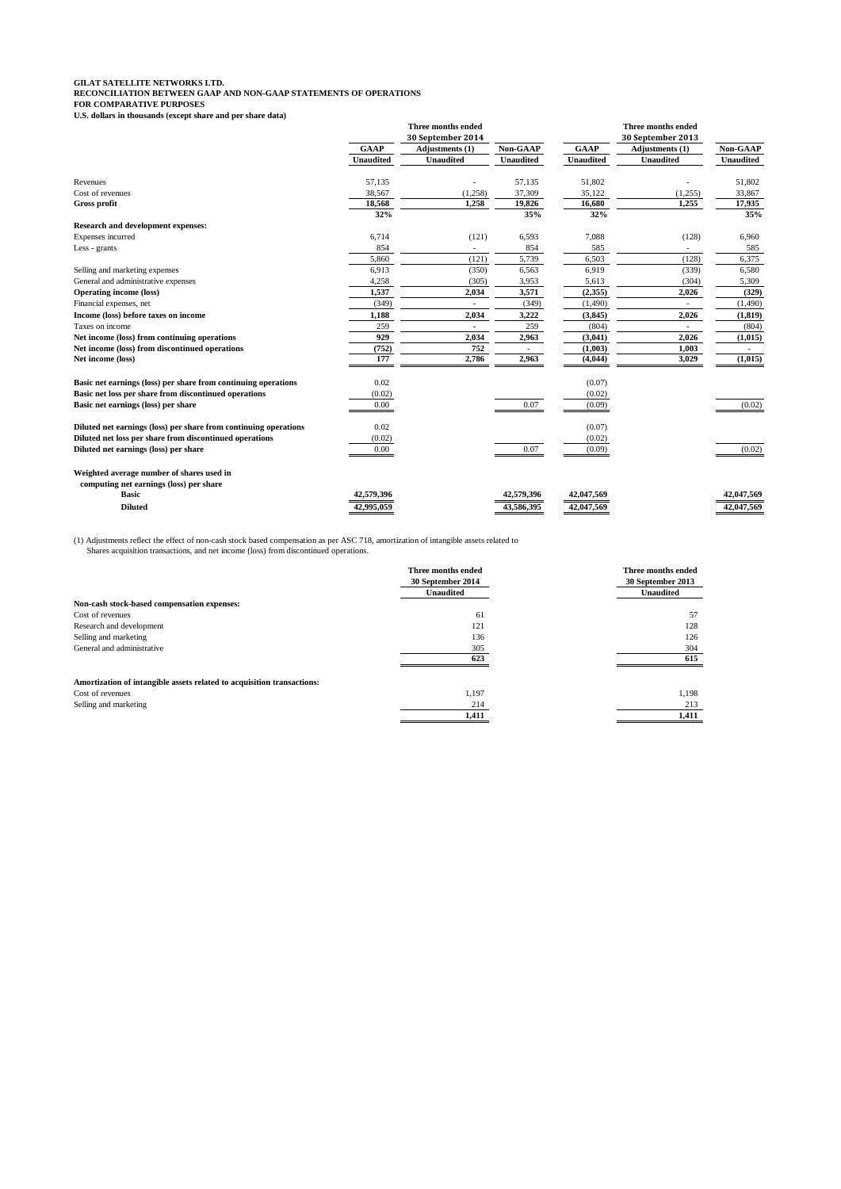**GILAT SATELLITE NETWORKS LTD.**
**RECONCILIATION BETWEEN GAAP AND NON-GAAP STATEMENTS OF OPERATIONS**
**FOR COMPARATIVE PURPOSES**
**U.S. dollars in thousands (except share and per share data)**

| | Three months ended 30 September 2014 | | | Three months ended 30 September 2013 | | |
|---|---|---|---|---|---|---|
| | **GAAP** | **Adjustments (1)** | **Non-GAAP** | **GAAP** | **Adjustments (1)** | **Non-GAAP** |
| | **Unaudited** | **Unaudited** | **Unaudited** | **Unaudited** | **Unaudited** | **Unaudited** |
| Revenues | 57,135 | - | 57,135 | 51,802 | - | 51,802 |
| Cost of revenues | 38,567 | (1,258) | 37,309 | 35,122 | (1,255) | 33,867 |
| **Gross profit** | **18,568** | **1,258** | **19,826** | **16,680** | **1,255** | **17,935** |
| | **32%** | | **35%** | **32%** | | **35%** |
| **Research and development expenses:** | | | | | | |
| Expenses incurred | 6,714 | (121) | 6,593 | 7,088 | (128) | 6,960 |
| Less - grants | 854 | - | 854 | 585 | - | 585 |
| | 5,860 | (121) | 5,739 | 6,503 | (128) | 6,375 |
| Selling and marketing expenses | 6,913 | (350) | 6,563 | 6,919 | (339) | 6,580 |
| General and administrative expenses | 4,258 | (305) | 3,953 | 5,613 | (304) | 5,309 |
| **Operating income (loss)** | **1,537** | **2,034** | **3,571** | **(2,355)** | **2,026** | **(329)** |
| Financial expenses, net | (349) | - | (349) | (1,490) | - | (1,490) |
| **Income (loss) before taxes on income** | **1,188** | **2,034** | **3,222** | **(3,845)** | **2,026** | **(1,819)** |
| Taxes on income | 259 | - | 259 | (804) | - | (804) |
| **Net income (loss) from continuing operations** | **929** | **2,034** | **2,963** | **(3,041)** | **2,026** | **(1,015)** |
| **Net income (loss) from discontinued operations** | **(752)** | **752** | - | **(1,003)** | **1,003** | - |
| **Net income (loss)** | **177** | **2,786** | **2,963** | **(4,044)** | **3,029** | **(1,015)** |
| | | | | | | |
| **Basic net earnings (loss) per share from continuing operations** | 0.02 | | | (0.07) | | |
| **Basic net loss per share from discontinued operations** | (0.02) | | | (0.02) | | |
| **Basic net earnings (loss) per share** | 0.00 | | 0.07 | (0.09) | | (0.02) |
| | | | | | | |
| **Diluted net earnings (loss) per share from continuing operations** | 0.02 | | | (0.07) | | |
| **Diluted net loss per share from discontinued operations** | (0.02) | | | (0.02) | | |
| **Diluted net earnings (loss) per share** | 0.00 | | 0.07 | (0.09) | | (0.02) |
| | | | | | | |
| **Weighted average number of shares used in computing net earnings (loss) per share** | | | | | | |
| **Basic** | **42,579,396** | | **42,579,396** | **42,047,569** | | **42,047,569** |
| **Diluted** | **42,995,059** | | **43,586,395** | **42,047,569** | | **42,047,569** |

(1) Adjustments reflect the effect of non-cash stock based compensation as per ASC 718, amortization of intangible assets related to Shares acquisition transactions, and net income (loss) from discontinued operations.

| | Three months ended 30 September 2014 | Three months ended 30 September 2013 |
|---|---|---|
| | **Unaudited** | **Unaudited** |
| **Non-cash stock-based compensation expenses:** | | |
| Cost of revenues | 61 | 57 |
| Research and development | 121 | 128 |
| Selling and marketing | 136 | 126 |
| General and administrative | 305 | 304 |
| | **623** | **615** |
| | | |
| **Amortization of intangible assets related to acquisition transactions:** | | |
| Cost of revenues | 1,197 | 1,198 |
| Selling and marketing | 214 | 213 |
| | **1,411** | **1,411** |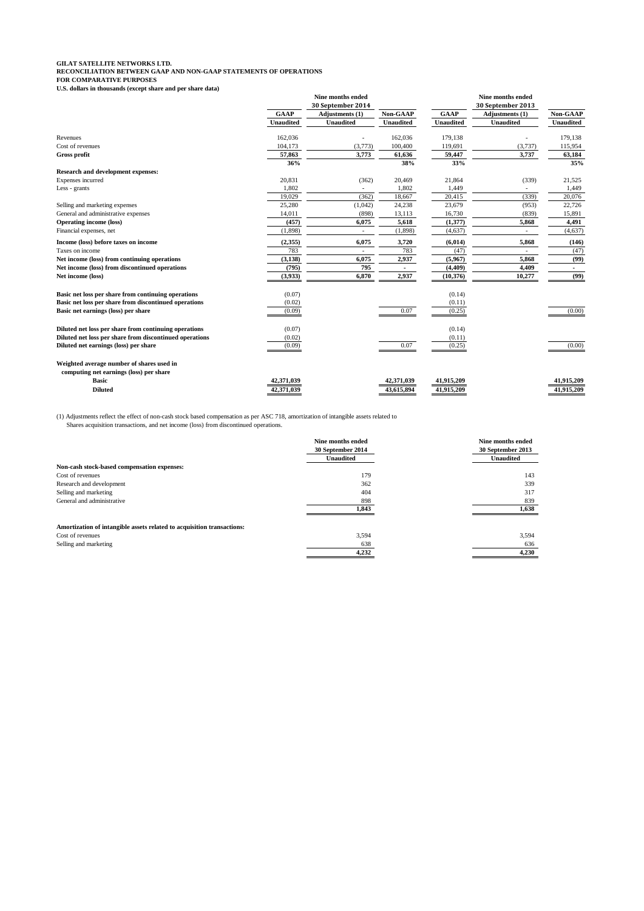**GILAT SATELLITE NETWORKS LTD.**
**RECONCILIATION BETWEEN GAAP AND NON-GAAP STATEMENTS OF OPERATIONS**
**FOR COMPARATIVE PURPOSES**
**U.S. dollars in thousands (except share and per share data)**

| | Nine months ended 30 September 2014 | | | Nine months ended 30 September 2013 | | |
|---|---|---|---|---|---|---|
| | **GAAP** | **Adjustments (1)** | **Non-GAAP** | **GAAP** | **Adjustments (1)** | **Non-GAAP** |
| | **Unaudited** | **Unaudited** | **Unaudited** | **Unaudited** | **Unaudited** | **Unaudited** |
| Revenues | 162,036 | - | 162,036 | 179,138 | - | 179,138 |
| Cost of revenues | 104,173 | (3,773) | 100,400 | 119,691 | (3,737) | 115,954 |
| **Gross profit** | **57,863** | **3,773** | **61,636** | **59,447** | **3,737** | **63,184** |
| | **36%** | | **38%** | **33%** | | **35%** |
| **Research and development expenses:** | | | | | | |
| Expenses incurred | 20,831 | (362) | 20,469 | 21,864 | (339) | 21,525 |
| Less - grants | 1,802 | - | 1,802 | 1,449 | - | 1,449 |
| | 19,029 | (362) | 18,667 | 20,415 | (339) | 20,076 |
| Selling and marketing expenses | 25,280 | (1,042) | 24,238 | 23,679 | (953) | 22,726 |
| General and administrative expenses | 14,011 | (898) | 13,113 | 16,730 | (839) | 15,891 |
| **Operating income (loss)** | **(457)** | **6,075** | **5,618** | **(1,377)** | **5,868** | **4,491** |
| Financial expenses, net | (1,898) | - | (1,898) | (4,637) | - | (4,637) |
| **Income (loss) before taxes on income** | **(2,355)** | **6,075** | **3,720** | **(6,014)** | **5,868** | **(146)** |
| Taxes on income | 783 | - | 783 | (47) | - | (47) |
| **Net income (loss) from continuing operations** | **(3,138)** | **6,075** | **2,937** | **(5,967)** | **5,868** | **(99)** |
| **Net income (loss) from discontinued operations** | **(795)** | **795** | **-** | **(4,409)** | **4,409** | **-** |
| **Net income (loss)** | **(3,933)** | **6,870** | **2,937** | **(10,376)** | **10,277** | **(99)** |
| | | | | | | |
| **Basic net loss per share from continuing operations** | (0.07) | | | (0.14) | | |
| **Basic net loss per share from discontinued operations** | (0.02) | | | (0.11) | | |
| **Basic net earnings (loss) per share** | (0.09) | | 0.07 | (0.25) | | (0.00) |
| | | | | | | |
| **Diluted net loss per share from continuing operations** | (0.07) | | | (0.14) | | |
| **Diluted net loss per share from discontinued operations** | (0.02) | | | (0.11) | | |
| **Diluted net earnings (loss) per share** | (0.09) | | 0.07 | (0.25) | | (0.00) |
| | | | | | | |
| **Weighted average number of shares used in computing net earnings (loss) per share** | | | | | | |
| **Basic** | **42,371,039** | | **42,371,039** | **41,915,209** | | **41,915,209** |
| **Diluted** | **42,371,039** | | **43,615,894** | **41,915,209** | | **41,915,209** |

(1) Adjustments reflect the effect of non-cash stock based compensation as per ASC 718, amortization of intangible assets related to Shares acquisition transactions, and net income (loss) from discontinued operations.

| | Nine months ended 30 September 2014 | Nine months ended 30 September 2013 |
|---|---|---|
| | **Unaudited** | **Unaudited** |
| **Non-cash stock-based compensation expenses:** | | |
| Cost of revenues | 179 | 143 |
| Research and development | 362 | 339 |
| Selling and marketing | 404 | 317 |
| General and administrative | 898 | 839 |
| | **1,843** | **1,638** |
| | | |
| **Amortization of intangible assets related to acquisition transactions:** | | |
| Cost of revenues | 3,594 | 3,594 |
| Selling and marketing | 638 | 636 |
| | **4,232** | **4,230** |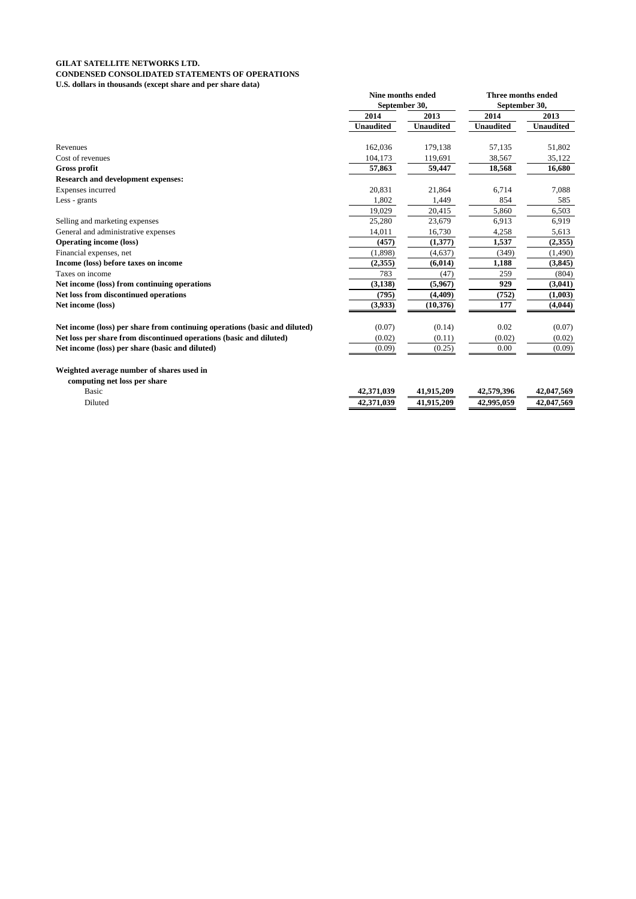**GILAT SATELLITE NETWORKS LTD.**
**CONDENSED CONSOLIDATED STATEMENTS OF OPERATIONS**
**U.S. dollars in thousands (except share and per share data)**

| | Nine months ended September 30, | | Three months ended September 30, | |
|---|---|---|---|---|
| | **2014** | **2013** | **2014** | **2013** |
| | **Unaudited** | **Unaudited** | **Unaudited** | **Unaudited** |
| Revenues | 162,036 | 179,138 | 57,135 | 51,802 |
| Cost of revenues | 104,173 | 119,691 | 38,567 | 35,122 |
| **Gross profit** | **57,863** | **59,447** | **18,568** | **16,680** |
| **Research and development expenses:** | | | | |
| Expenses incurred | 20,831 | 21,864 | 6,714 | 7,088 |
| Less - grants | 1,802 | 1,449 | 854 | 585 |
| | 19,029 | 20,415 | 5,860 | 6,503 |
| Selling and marketing expenses | 25,280 | 23,679 | 6,913 | 6,919 |
| General and administrative expenses | 14,011 | 16,730 | 4,258 | 5,613 |
| **Operating income (loss)** | **(457)** | **(1,377)** | **1,537** | **(2,355)** |
| Financial expenses, net | (1,898) | (4,637) | (349) | (1,490) |
| **Income (loss) before taxes on income** | **(2,355)** | **(6,014)** | **1,188** | **(3,845)** |
| Taxes on income | 783 | (47) | 259 | (804) |
| **Net income (loss) from continuing operations** | **(3,138)** | **(5,967)** | **929** | **(3,041)** |
| **Net loss from discontinued operations** | **(795)** | **(4,409)** | **(752)** | **(1,003)** |
| **Net income (loss)** | **(3,933)** | **(10,376)** | **177** | **(4,044)** |
| | | | | |
| **Net income (loss) per share from continuing operations (basic and diluted)** | (0.07) | (0.14) | 0.02 | (0.07) |
| **Net loss per share from discontinued operations (basic and diluted)** | (0.02) | (0.11) | (0.02) | (0.02) |
| **Net income (loss) per share (basic and diluted)** | (0.09) | (0.25) | 0.00 | (0.09) |
| | | | | |
| **Weighted average number of shares used in computing net loss per share** | | | | |
| Basic | **42,371,039** | **41,915,209** | **42,579,396** | **42,047,569** |
| Diluted | **42,371,039** | **41,915,209** | **42,995,059** | **42,047,569** |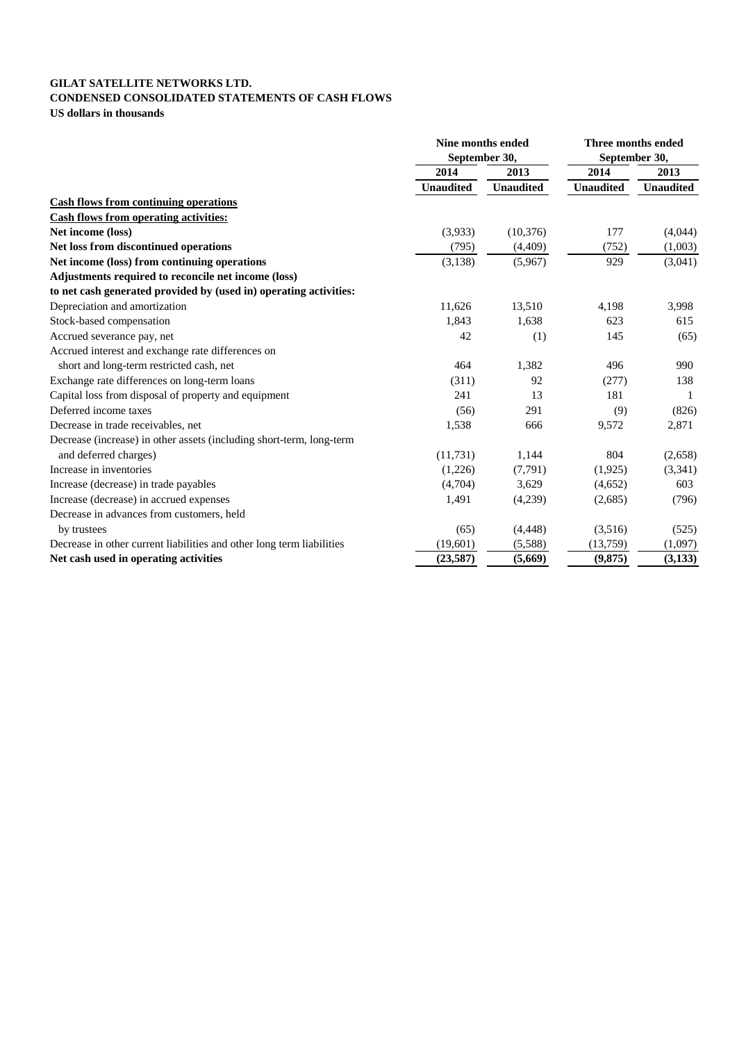**GILAT SATELLITE NETWORKS LTD.**
**CONDENSED CONSOLIDATED STATEMENTS OF CASH FLOWS**
**US dollars in thousands**

| | Nine months ended September 30, | | Three months ended September 30, | |
|---|---|---|---|---|
| | 2014 | 2013 | 2014 | 2013 |
| | Unaudited | Unaudited | Unaudited | Unaudited |
| **Cash flows from continuing operations** | | | | |
| **Cash flows from operating activities:** | | | | |
| **Net income (loss)** | (3,933) | (10,376) | 177 | (4,044) |
| **Net loss from discontinued operations** | (795) | (4,409) | (752) | (1,003) |
| **Net income (loss) from continuing operations** | (3,138) | (5,967) | 929 | (3,041) |
| **Adjustments required to reconcile net income (loss) to net cash generated provided by (used in) operating activities:** | | | | |
| Depreciation and amortization | 11,626 | 13,510 | 4,198 | 3,998 |
| Stock-based compensation | 1,843 | 1,638 | 623 | 615 |
| Accrued severance pay, net | 42 | (1) | 145 | (65) |
| Accrued interest and exchange rate differences on short and long-term restricted cash, net | 464 | 1,382 | 496 | 990 |
| Exchange rate differences on long-term loans | (311) | 92 | (277) | 138 |
| Capital loss from disposal of property and equipment | 241 | 13 | 181 | 1 |
| Deferred income taxes | (56) | 291 | (9) | (826) |
| Decrease in trade receivables, net | 1,538 | 666 | 9,572 | 2,871 |
| Decrease (increase) in other assets (including short-term, long-term and deferred charges) | (11,731) | 1,144 | 804 | (2,658) |
| Increase in inventories | (1,226) | (7,791) | (1,925) | (3,341) |
| Increase (decrease) in trade payables | (4,704) | 3,629 | (4,652) | 603 |
| Increase (decrease) in accrued expenses | 1,491 | (4,239) | (2,685) | (796) |
| Decrease in advances from customers, held by trustees | (65) | (4,448) | (3,516) | (525) |
| Decrease in other current liabilities and other long term liabilities | (19,601) | (5,588) | (13,759) | (1,097) |
| **Net cash used in operating activities** | **(23,587)** | **(5,669)** | **(9,875)** | **(3,133)** |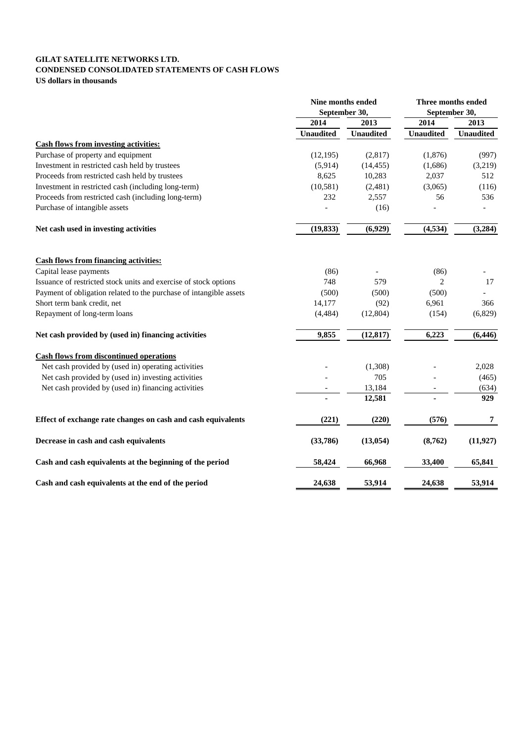**GILAT SATELLITE NETWORKS LTD.**
**CONDENSED CONSOLIDATED STATEMENTS OF CASH FLOWS**
**US dollars in thousands**

| | Nine months ended September 30, | | Three months ended September 30, | |
|---|---|---|---|---|
| | 2014 | 2013 | 2014 | 2013 |
| | Unaudited | Unaudited | Unaudited | Unaudited |
| **Cash flows from investing activities:** | | | | |
| Purchase of property and equipment | (12,195) | (2,817) | (1,876) | (997) |
| Investment in restricted cash held by trustees | (5,914) | (14,455) | (1,686) | (3,219) |
| Proceeds from restricted cash held by trustees | 8,625 | 10,283 | 2,037 | 512 |
| Investment in restricted cash (including long-term) | (10,581) | (2,481) | (3,065) | (116) |
| Proceeds from restricted cash (including long-term) | 232 | 2,557 | 56 | 536 |
| Purchase of intangible assets | - | (16) | - | - |
| **Net cash used in investing activities** | **(19,833)** | **(6,929)** | **(4,534)** | **(3,284)** |
| **Cash flows from financing activities:** | | | | |
| Capital lease payments | (86) | - | (86) | - |
| Issuance of restricted stock units and exercise of stock options | 748 | 579 | 2 | 17 |
| Payment of obligation related to the purchase of intangible assets | (500) | (500) | (500) | - |
| Short term bank credit, net | 14,177 | (92) | 6,961 | 366 |
| Repayment of long-term loans | (4,484) | (12,804) | (154) | (6,829) |
| **Net cash provided by (used in) financing activities** | **9,855** | **(12,817)** | **6,223** | **(6,446)** |
| **Cash flows from discontinued operations** | | | | |
| Net cash provided by (used in) operating activities | - | (1,308) | - | 2,028 |
| Net cash provided by (used in) investing activities | - | 705 | - | (465) |
| Net cash provided by (used in) financing activities | - | 13,184 | - | (634) |
| | **-** | **12,581** | **-** | **929** |
| **Effect of exchange rate changes on cash and cash equivalents** | **(221)** | **(220)** | **(576)** | **7** |
| **Decrease in cash and cash equivalents** | **(33,786)** | **(13,054)** | **(8,762)** | **(11,927)** |
| **Cash and cash equivalents at the beginning of the period** | **58,424** | **66,968** | **33,400** | **65,841** |
| **Cash and cash equivalents at the end of the period** | **24,638** | **53,914** | **24,638** | **53,914** |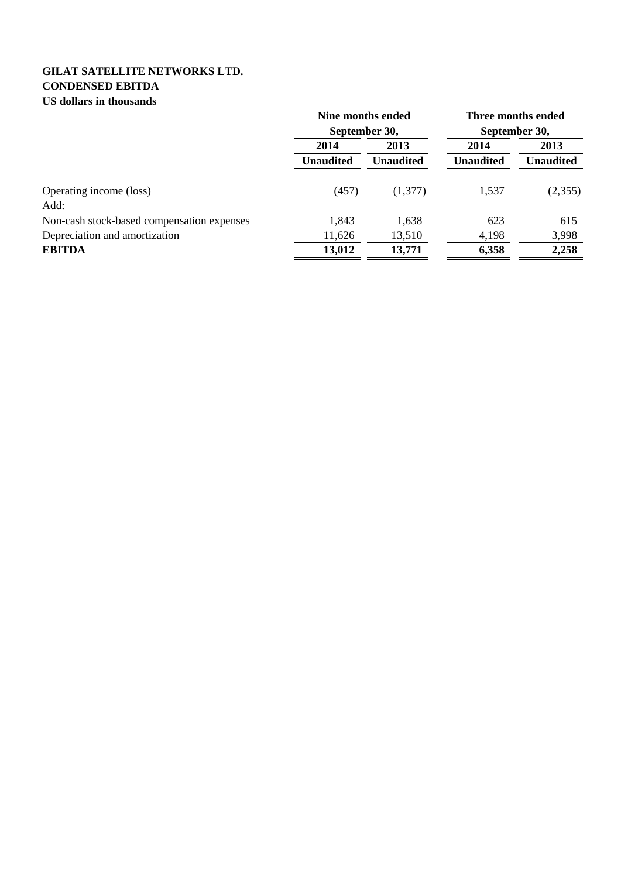**GILAT SATELLITE NETWORKS LTD.**
**CONDENSED EBITDA**
**US dollars in thousands**

| | Nine months ended September 30, | | Three months ended September 30, | |
|---|---|---|---|---|
| | **2014** | **2013** | **2014** | **2013** |
| | **Unaudited** | **Unaudited** | **Unaudited** | **Unaudited** |
| Operating income (loss) | (457) | (1,377) | 1,537 | (2,355) |
| Add: | | | | |
| Non-cash stock-based compensation expenses | 1,843 | 1,638 | 623 | 615 |
| Depreciation and amortization | 11,626 | 13,510 | 4,198 | 3,998 |
| **EBITDA** | **13,012** | **13,771** | **6,358** | **2,258** |